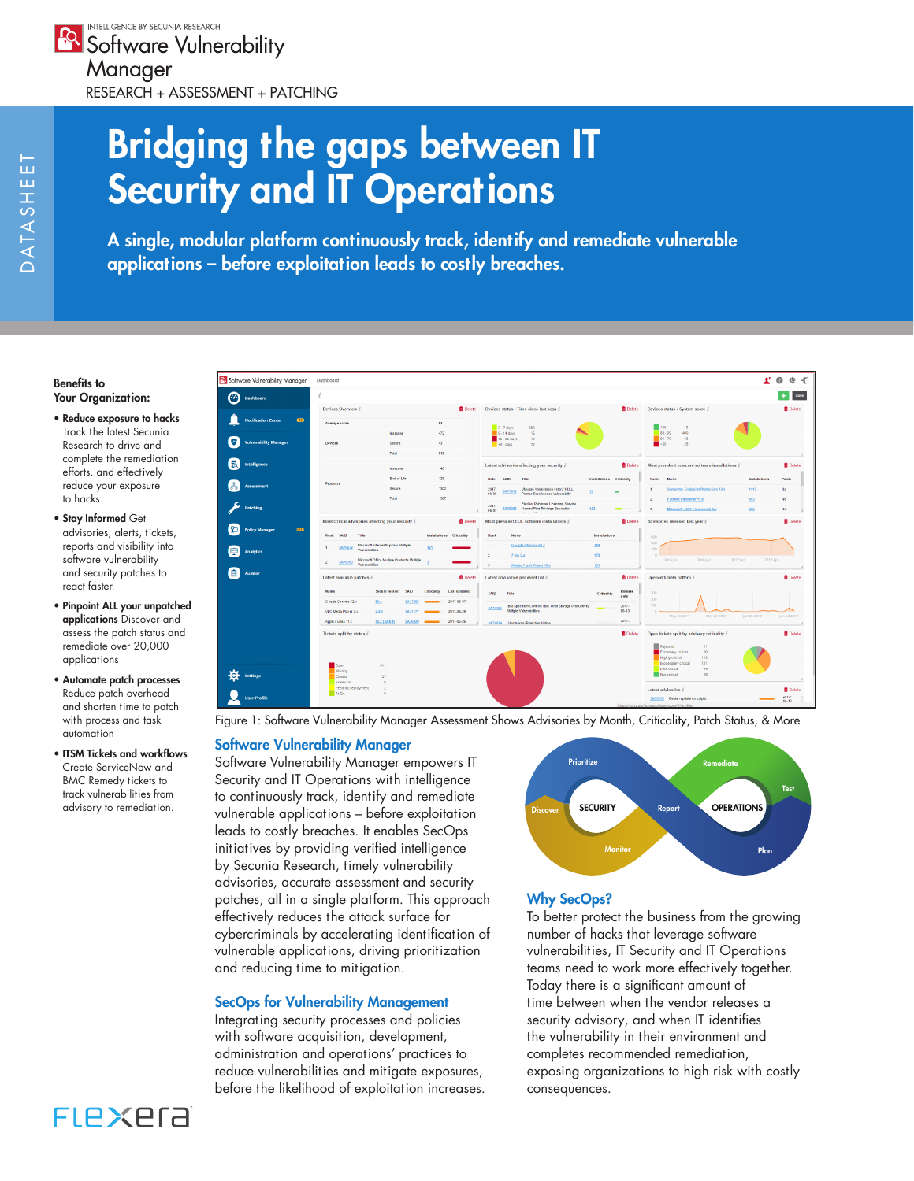INTELLIGENCE BY SECUNIA RESEARCH

Software Vulnerability Manager

RESEARCH + ASSESSMENT + PATCHING

DATASHEET

# Bridging the gaps between IT Security and IT Operations

**A single, modular platform continuously track, identify and remediate vulnerable applications – before exploitation leads to costly breaches.**

**Benefits to Your Organization:**

- **Reduce exposure to hacks** Track the latest Secunia Research to drive and complete the remediation efforts, and effectively reduce your exposure to hacks.
- **Stay Informed** Get advisories, alerts, tickets, reports and visibility into software vulnerability and security patches to react faster.
- **Pinpoint ALL your unpatched applications** Discover and assess the patch status and remediate over 20,000 applications
- **Automate patch processes** Reduce patch overhead and shorten time to patch with process and task automation
- **ITSM Tickets and workflows** Create ServiceNow and BMC Remedy tickets to track vulnerabilities from advisory to remediation.

Figure 1: Software Vulnerability Manager Assessment Shows Advisories by Month, Criticality, Patch Status, & More

## Software Vulnerability Manager

Software Vulnerability Manager empowers IT Security and IT Operations with intelligence to continuously track, identify and remediate vulnerable applications – before exploitation leads to costly breaches. It enables SecOps initiatives by providing verified intelligence by Secunia Research, timely vulnerability advisories, accurate assessment and security patches, all in a single platform. This approach effectively reduces the attack surface for cybercriminals by accelerating identification of vulnerable applications, driving prioritization and reducing time to mitigation.

## SecOps for Vulnerability Management

Integrating security processes and policies with software acquisition, development, administration and operations' practices to reduce vulnerabilities and mitigate exposures, before the likelihood of exploitation increases.

## Why SecOps?

To better protect the business from the growing number of hacks that leverage software vulnerabilities, IT Security and IT Operations teams need to work more effectively together. Today there is a significant amount of time between when the vendor releases a security advisory, and when IT identifies the vulnerability in their environment and completes recommended remediation, exposing organizations to high risk with costly consequences.

FLEXERA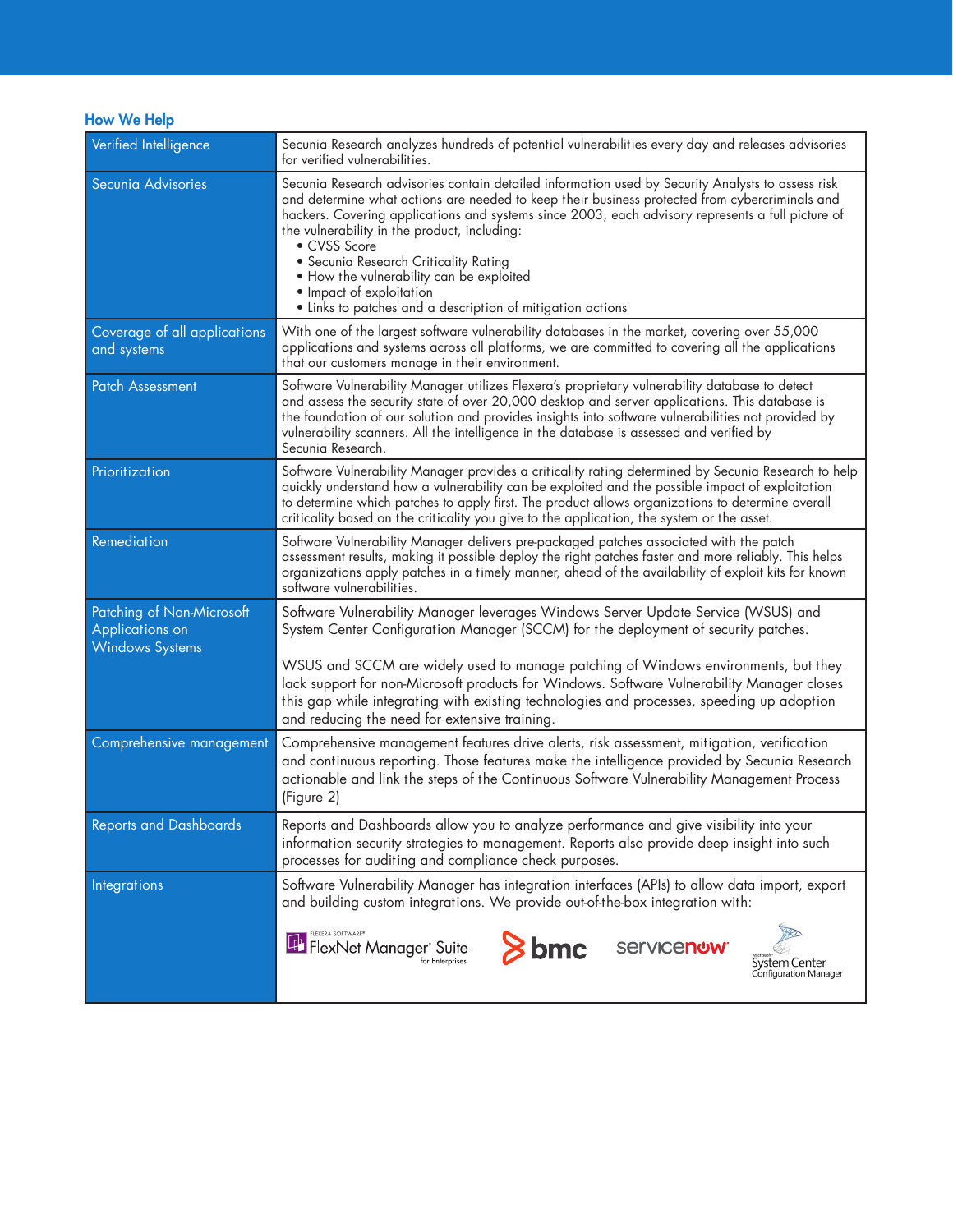## How We Help

| | |
|---|---|
| Verified Intelligence | Secunia Research analyzes hundreds of potential vulnerabilities every day and releases advisories for verified vulnerabilities. |
| Secunia Advisories | Secunia Research advisories contain detailed information used by Security Analysts to assess risk and determine what actions are needed to keep their business protected from cybercriminals and hackers. Covering applications and systems since 2003, each advisory represents a full picture of the vulnerability in the product, including: <br>• CVSS Score <br>• Secunia Research Criticality Rating <br>• How the vulnerability can be exploited <br>• Impact of exploitation <br>• Links to patches and a description of mitigation actions |
| Coverage of all applications and systems | With one of the largest software vulnerability databases in the market, covering over 55,000 applications and systems across all platforms, we are committed to covering all the applications that our customers manage in their environment. |
| Patch Assessment | Software Vulnerability Manager utilizes Flexera's proprietary vulnerability database to detect and assess the security state of over 20,000 desktop and server applications. This database is the foundation of our solution and provides insights into software vulnerabilities not provided by vulnerability scanners. All the intelligence in the database is assessed and verified by Secunia Research. |
| Prioritization | Software Vulnerability Manager provides a criticality rating determined by Secunia Research to help quickly understand how a vulnerability can be exploited and the possible impact of exploitation to determine which patches to apply first. The product allows organizations to determine overall criticality based on the criticality you give to the application, the system or the asset. |
| Remediation | Software Vulnerability Manager delivers pre-packaged patches associated with the patch assessment results, making it possible deploy the right patches faster and more reliably. This helps organizations apply patches in a timely manner, ahead of the availability of exploit kits for known software vulnerabilities. |
| Patching of Non-Microsoft Applications on Windows Systems | Software Vulnerability Manager leverages Windows Server Update Service (WSUS) and System Center Configuration Manager (SCCM) for the deployment of security patches. <br><br>WSUS and SCCM are widely used to manage patching of Windows environments, but they lack support for non-Microsoft products for Windows. Software Vulnerability Manager closes this gap while integrating with existing technologies and processes, speeding up adoption and reducing the need for extensive training. |
| Comprehensive management | Comprehensive management features drive alerts, risk assessment, mitigation, verification and continuous reporting. Those features make the intelligence provided by Secunia Research actionable and link the steps of the Continuous Software Vulnerability Management Process (Figure 2) |
| Reports and Dashboards | Reports and Dashboards allow you to analyze performance and give visibility into your information security strategies to management. Reports also provide deep insight into such processes for auditing and compliance check purposes. |
| Integrations | Software Vulnerability Manager has integration interfaces (APIs) to allow data import, export and building custom integrations. We provide out-of-the-box integration with: <br>FlexNet Manager Suite for Enterprises, bmc, servicenow, Microsoft System Center Configuration Manager |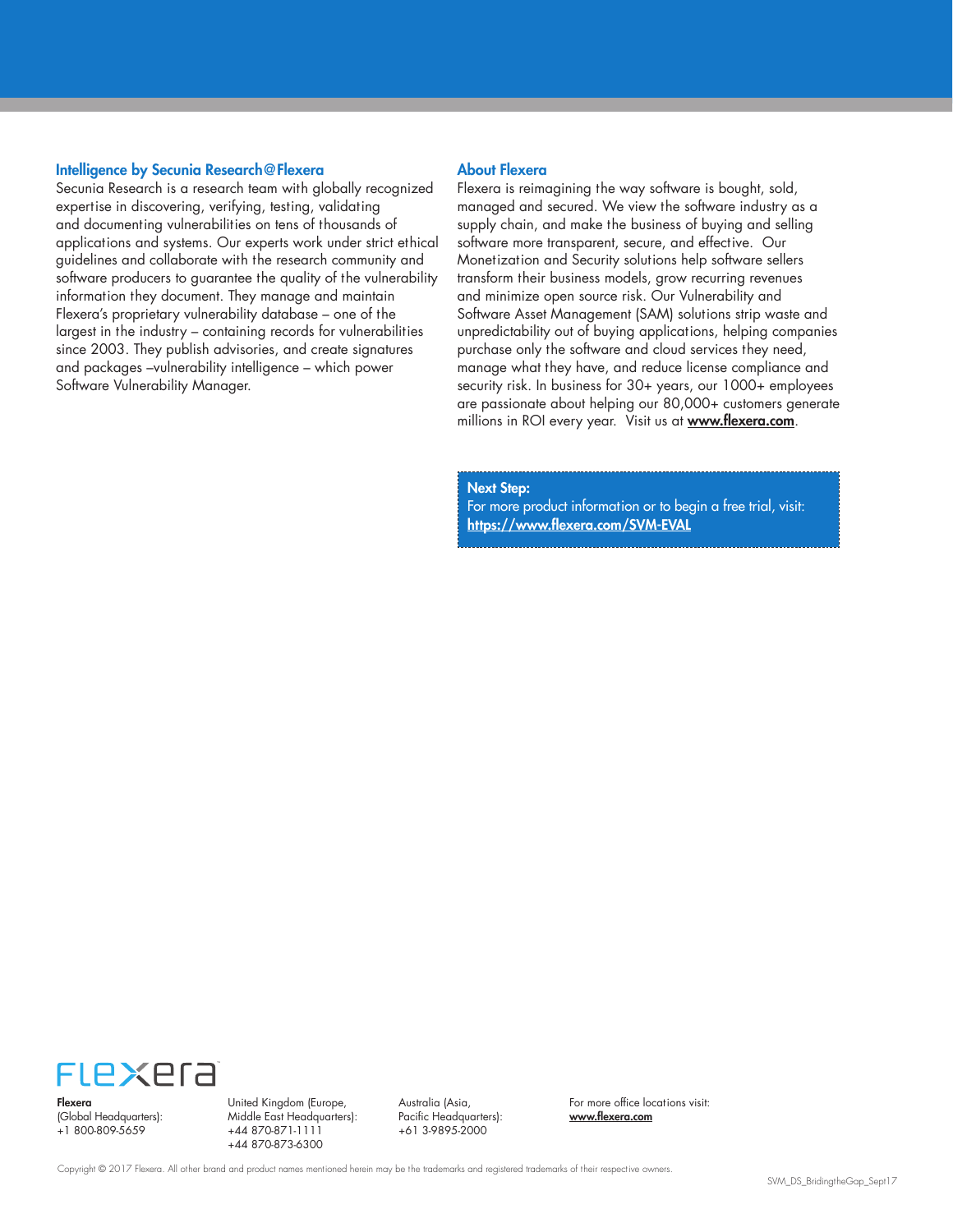## Intelligence by Secunia Research@Flexera

Secunia Research is a research team with globally recognized expertise in discovering, verifying, testing, validating and documenting vulnerabilities on tens of thousands of applications and systems. Our experts work under strict ethical guidelines and collaborate with the research community and software producers to guarantee the quality of the vulnerability information they document. They manage and maintain Flexera's proprietary vulnerability database – one of the largest in the industry – containing records for vulnerabilities since 2003. They publish advisories, and create signatures and packages –vulnerability intelligence – which power Software Vulnerability Manager.

## About Flexera

Flexera is reimagining the way software is bought, sold, managed and secured. We view the software industry as a supply chain, and make the business of buying and selling software more transparent, secure, and effective. Our Monetization and Security solutions help software sellers transform their business models, grow recurring revenues and minimize open source risk. Our Vulnerability and Software Asset Management (SAM) solutions strip waste and unpredictability out of buying applications, helping companies purchase only the software and cloud services they need, manage what they have, and reduce license compliance and security risk. In business for 30+ years, our 1000+ employees are passionate about helping our 80,000+ customers generate millions in ROI every year. Visit us at **www.flexera.com**.

**Next Step:**
For more product information or to begin a free trial, visit: **https://www.flexera.com/SVM-EVAL**

Flexera

**Flexera**
(Global Headquarters):
+1 800-809-5659

United Kingdom (Europe, Middle East Headquarters):
+44 870-871-1111
+44 870-873-6300

Australia (Asia, Pacific Headquarters):
+61 3-9895-2000

For more office locations visit:
**www.flexera.com**

Copyright © 2017 Flexera. All other brand and product names mentioned herein may be the trademarks and registered trademarks of their respective owners.

SVM_DS_BridingtheGap_Sept17